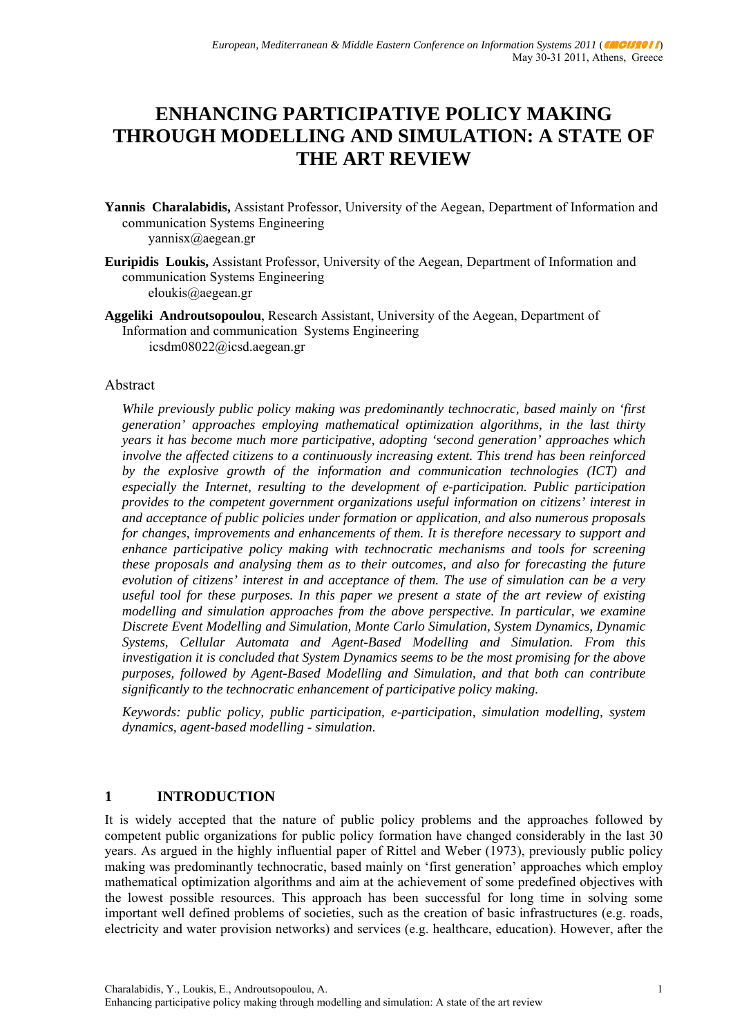# ENHANCING PARTICIPATIVE POLICY MAKING THROUGH MODELLING AND SIMULATION: A STATE OF THE ART REVIEW

**Yannis Charalabidis,** Assistant Professor, University of the Aegean, Department of Information and communication Systems Engineering
yannisx@aegean.gr

**Euripidis Loukis,** Assistant Professor, University of the Aegean, Department of Information and communication Systems Engineering
eloukis@aegean.gr

**Aggeliki Androutsopoulou**, Research Assistant, University of the Aegean, Department of Information and communication Systems Engineering
icsdm08022@icsd.aegean.gr

## Abstract

*While previously public policy making was predominantly technocratic, based mainly on 'first generation' approaches employing mathematical optimization algorithms, in the last thirty years it has become much more participative, adopting 'second generation' approaches which involve the affected citizens to a continuously increasing extent. This trend has been reinforced by the explosive growth of the information and communication technologies (ICT) and especially the Internet, resulting to the development of e-participation. Public participation provides to the competent government organizations useful information on citizens' interest in and acceptance of public policies under formation or application, and also numerous proposals for changes, improvements and enhancements of them. It is therefore necessary to support and enhance participative policy making with technocratic mechanisms and tools for screening these proposals and analysing them as to their outcomes, and also for forecasting the future evolution of citizens' interest in and acceptance of them. The use of simulation can be a very useful tool for these purposes. In this paper we present a state of the art review of existing modelling and simulation approaches from the above perspective. In particular, we examine Discrete Event Modelling and Simulation, Monte Carlo Simulation, System Dynamics, Dynamic Systems, Cellular Automata and Agent-Based Modelling and Simulation. From this investigation it is concluded that System Dynamics seems to be the most promising for the above purposes, followed by Agent-Based Modelling and Simulation, and that both can contribute significantly to the technocratic enhancement of participative policy making.*

*Keywords: public policy, public participation, e-participation, simulation modelling, system dynamics, agent-based modelling - simulation.*

## 1 INTRODUCTION

It is widely accepted that the nature of public policy problems and the approaches followed by competent public organizations for public policy formation have changed considerably in the last 30 years. As argued in the highly influential paper of Rittel and Weber (1973), previously public policy making was predominantly technocratic, based mainly on 'first generation' approaches which employ mathematical optimization algorithms and aim at the achievement of some predefined objectives with the lowest possible resources. This approach has been successful for long time in solving some important well defined problems of societies, such as the creation of basic infrastructures (e.g. roads, electricity and water provision networks) and services (e.g. healthcare, education). However, after the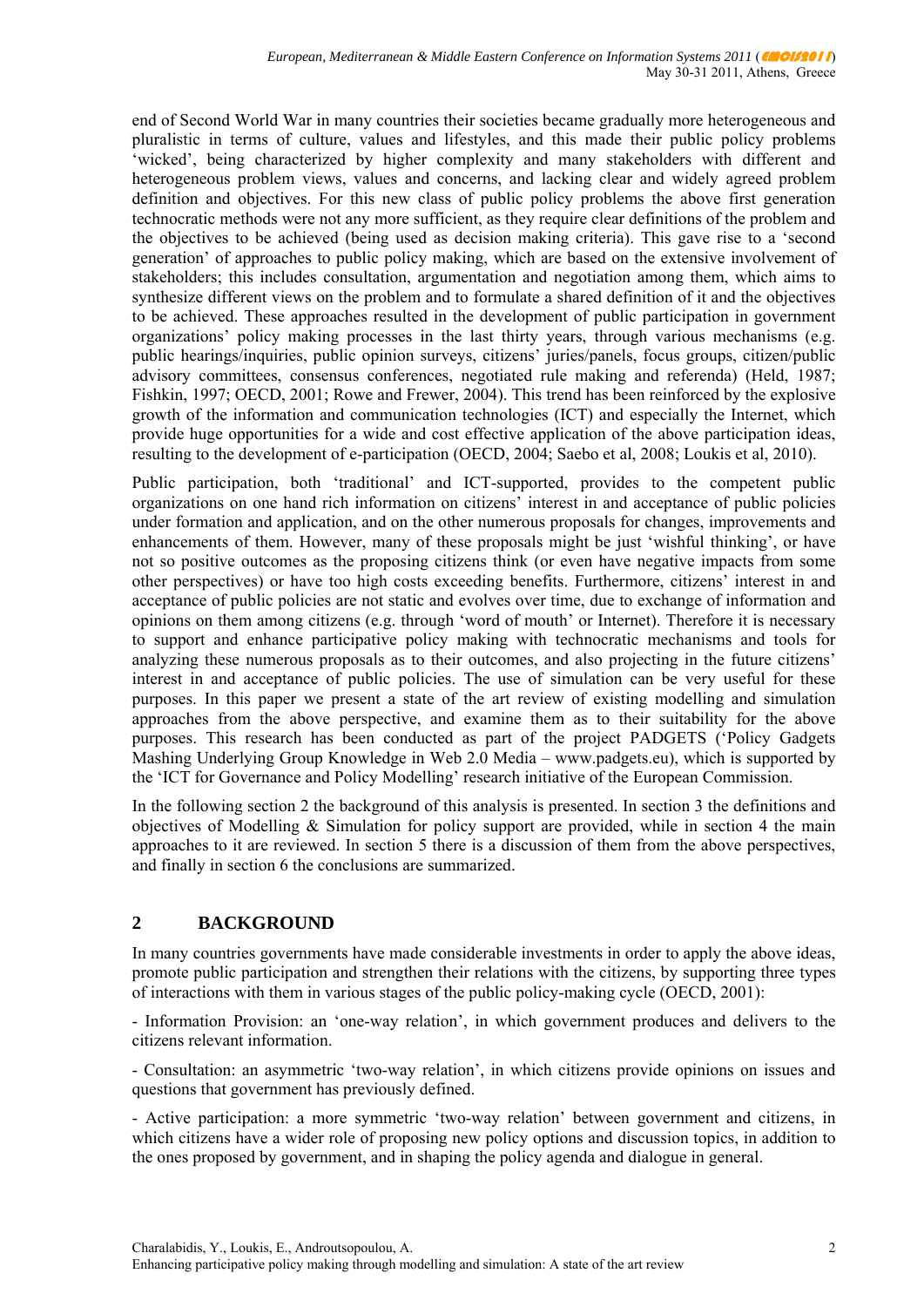end of Second World War in many countries their societies became gradually more heterogeneous and pluralistic in terms of culture, values and lifestyles, and this made their public policy problems 'wicked', being characterized by higher complexity and many stakeholders with different and heterogeneous problem views, values and concerns, and lacking clear and widely agreed problem definition and objectives. For this new class of public policy problems the above first generation technocratic methods were not any more sufficient, as they require clear definitions of the problem and the objectives to be achieved (being used as decision making criteria). This gave rise to a 'second generation' of approaches to public policy making, which are based on the extensive involvement of stakeholders; this includes consultation, argumentation and negotiation among them, which aims to synthesize different views on the problem and to formulate a shared definition of it and the objectives to be achieved. These approaches resulted in the development of public participation in government organizations' policy making processes in the last thirty years, through various mechanisms (e.g. public hearings/inquiries, public opinion surveys, citizens' juries/panels, focus groups, citizen/public advisory committees, consensus conferences, negotiated rule making and referenda) (Held, 1987; Fishkin, 1997; OECD, 2001; Rowe and Frewer, 2004). This trend has been reinforced by the explosive growth of the information and communication technologies (ICT) and especially the Internet, which provide huge opportunities for a wide and cost effective application of the above participation ideas, resulting to the development of e-participation (OECD, 2004; Saebo et al, 2008; Loukis et al, 2010).

Public participation, both 'traditional' and ICT-supported, provides to the competent public organizations on one hand rich information on citizens' interest in and acceptance of public policies under formation and application, and on the other numerous proposals for changes, improvements and enhancements of them. However, many of these proposals might be just 'wishful thinking', or have not so positive outcomes as the proposing citizens think (or even have negative impacts from some other perspectives) or have too high costs exceeding benefits. Furthermore, citizens' interest in and acceptance of public policies are not static and evolves over time, due to exchange of information and opinions on them among citizens (e.g. through 'word of mouth' or Internet). Therefore it is necessary to support and enhance participative policy making with technocratic mechanisms and tools for analyzing these numerous proposals as to their outcomes, and also projecting in the future citizens' interest in and acceptance of public policies. The use of simulation can be very useful for these purposes. In this paper we present a state of the art review of existing modelling and simulation approaches from the above perspective, and examine them as to their suitability for the above purposes. This research has been conducted as part of the project PADGETS ('Policy Gadgets Mashing Underlying Group Knowledge in Web 2.0 Media – www.padgets.eu), which is supported by the 'ICT for Governance and Policy Modelling' research initiative of the European Commission.

In the following section 2 the background of this analysis is presented. In section 3 the definitions and objectives of Modelling & Simulation for policy support are provided, while in section 4 the main approaches to it are reviewed. In section 5 there is a discussion of them from the above perspectives, and finally in section 6 the conclusions are summarized.

## 2 BACKGROUND

In many countries governments have made considerable investments in order to apply the above ideas, promote public participation and strengthen their relations with the citizens, by supporting three types of interactions with them in various stages of the public policy-making cycle (OECD, 2001):

- Information Provision: an 'one-way relation', in which government produces and delivers to the citizens relevant information.

- Consultation: an asymmetric 'two-way relation', in which citizens provide opinions on issues and questions that government has previously defined.

- Active participation: a more symmetric 'two-way relation' between government and citizens, in which citizens have a wider role of proposing new policy options and discussion topics, in addition to the ones proposed by government, and in shaping the policy agenda and dialogue in general.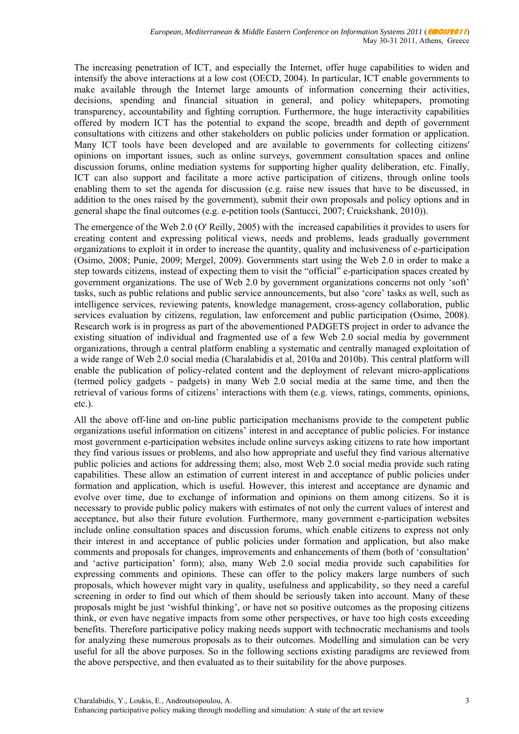The increasing penetration of ICT, and especially the Internet, offer huge capabilities to widen and intensify the above interactions at a low cost (OECD, 2004). In particular, ICT enable governments to make available through the Internet large amounts of information concerning their activities, decisions, spending and financial situation in general, and policy whitepapers, promoting transparency, accountability and fighting corruption. Furthermore, the huge interactivity capabilities offered by modern ICT has the potential to expand the scope, breadth and depth of government consultations with citizens and other stakeholders on public policies under formation or application. Many ICT tools have been developed and are available to governments for collecting citizens' opinions on important issues, such as online surveys, government consultation spaces and online discussion forums, online mediation systems for supporting higher quality deliberation, etc. Finally, ICT can also support and facilitate a more active participation of citizens, through online tools enabling them to set the agenda for discussion (e.g. raise new issues that have to be discussed, in addition to the ones raised by the government), submit their own proposals and policy options and in general shape the final outcomes (e.g. e-petition tools (Santucci, 2007; Cruickshank, 2010)).

The emergence of the Web 2.0 (O' Reilly, 2005) with the increased capabilities it provides to users for creating content and expressing political views, needs and problems, leads gradually government organizations to exploit it in order to increase the quantity, quality and inclusiveness of e-participation (Osimo, 2008; Punie, 2009; Mergel, 2009). Governments start using the Web 2.0 in order to make a step towards citizens, instead of expecting them to visit the "official" e-participation spaces created by government organizations. The use of Web 2.0 by government organizations concerns not only 'soft' tasks, such as public relations and public service announcements, but also 'core' tasks as well, such as intelligence services, reviewing patents, knowledge management, cross-agency collaboration, public services evaluation by citizens, regulation, law enforcement and public participation (Osimo, 2008). Research work is in progress as part of the abovementioned PADGETS project in order to advance the existing situation of individual and fragmented use of a few Web 2.0 social media by government organizations, through a central platform enabling a systematic and centrally managed exploitation of a wide range of Web 2.0 social media (Charalabidis et al, 2010a and 2010b). This central platform will enable the publication of policy-related content and the deployment of relevant micro-applications (termed policy gadgets - padgets) in many Web 2.0 social media at the same time, and then the retrieval of various forms of citizens' interactions with them (e.g. views, ratings, comments, opinions, etc.).

All the above off-line and on-line public participation mechanisms provide to the competent public organizations useful information on citizens' interest in and acceptance of public policies. For instance most government e-participation websites include online surveys asking citizens to rate how important they find various issues or problems, and also how appropriate and useful they find various alternative public policies and actions for addressing them; also, most Web 2.0 social media provide such rating capabilities. These allow an estimation of current interest in and acceptance of public policies under formation and application, which is useful. However, this interest and acceptance are dynamic and evolve over time, due to exchange of information and opinions on them among citizens. So it is necessary to provide public policy makers with estimates of not only the current values of interest and acceptance, but also their future evolution. Furthermore, many government e-participation websites include online consultation spaces and discussion forums, which enable citizens to express not only their interest in and acceptance of public policies under formation and application, but also make comments and proposals for changes, improvements and enhancements of them (both of 'consultation' and 'active participation' form); also, many Web 2.0 social media provide such capabilities for expressing comments and opinions. These can offer to the policy makers large numbers of such proposals, which however might vary in quality, usefulness and applicability, so they need a careful screening in order to find out which of them should be seriously taken into account. Many of these proposals might be just 'wishful thinking', or have not so positive outcomes as the proposing citizens think, or even have negative impacts from some other perspectives, or have too high costs exceeding benefits. Therefore participative policy making needs support with technocratic mechanisms and tools for analyzing these numerous proposals as to their outcomes. Modelling and simulation can be very useful for all the above purposes. So in the following sections existing paradigms are reviewed from the above perspective, and then evaluated as to their suitability for the above purposes.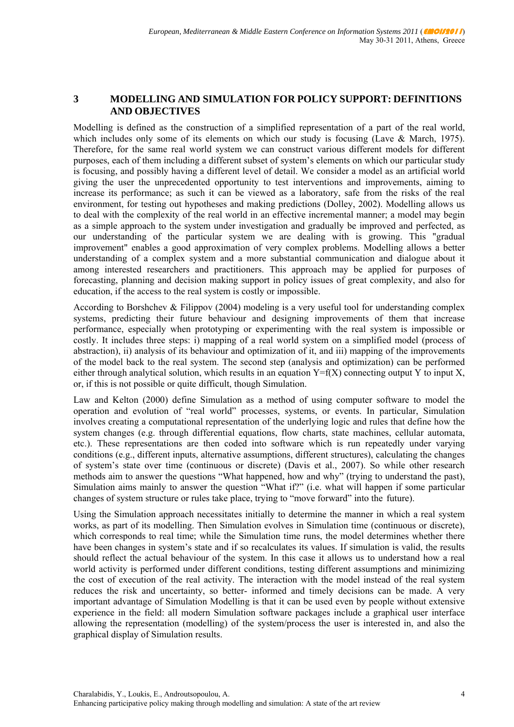## 3 MODELLING AND SIMULATION FOR POLICY SUPPORT: DEFINITIONS AND OBJECTIVES

Modelling is defined as the construction of a simplified representation of a part of the real world, which includes only some of its elements on which our study is focusing (Lave & March, 1975). Therefore, for the same real world system we can construct various different models for different purposes, each of them including a different subset of system's elements on which our particular study is focusing, and possibly having a different level of detail. We consider a model as an artificial world giving the user the unprecedented opportunity to test interventions and improvements, aiming to increase its performance; as such it can be viewed as a laboratory, safe from the risks of the real environment, for testing out hypotheses and making predictions (Dolley, 2002). Modelling allows us to deal with the complexity of the real world in an effective incremental manner; a model may begin as a simple approach to the system under investigation and gradually be improved and perfected, as our understanding of the particular system we are dealing with is growing. This "gradual improvement" enables a good approximation of very complex problems. Modelling allows a better understanding of a complex system and a more substantial communication and dialogue about it among interested researchers and practitioners. This approach may be applied for purposes of forecasting, planning and decision making support in policy issues of great complexity, and also for education, if the access to the real system is costly or impossible.

According to Borshchev & Filippov (2004) modeling is a very useful tool for understanding complex systems, predicting their future behaviour and designing improvements of them that increase performance, especially when prototyping or experimenting with the real system is impossible or costly. It includes three steps: i) mapping of a real world system on a simplified model (process of abstraction), ii) analysis of its behaviour and optimization of it, and iii) mapping of the improvements of the model back to the real system. The second step (analysis and optimization) can be performed either through analytical solution, which results in an equation $Y=f(X)$ connecting output Y to input X, or, if this is not possible or quite difficult, though Simulation.

Law and Kelton (2000) define Simulation as a method of using computer software to model the operation and evolution of "real world" processes, systems, or events. In particular, Simulation involves creating a computational representation of the underlying logic and rules that define how the system changes (e.g. through differential equations, flow charts, state machines, cellular automata, etc.). These representations are then coded into software which is run repeatedly under varying conditions (e.g., different inputs, alternative assumptions, different structures), calculating the changes of system's state over time (continuous or discrete) (Davis et al., 2007). So while other research methods aim to answer the questions "What happened, how and why" (trying to understand the past), Simulation aims mainly to answer the question "What if?" (i.e. what will happen if some particular changes of system structure or rules take place, trying to "move forward" into the future).

Using the Simulation approach necessitates initially to determine the manner in which a real system works, as part of its modelling. Then Simulation evolves in Simulation time (continuous or discrete), which corresponds to real time; while the Simulation time runs, the model determines whether there have been changes in system's state and if so recalculates its values. If simulation is valid, the results should reflect the actual behaviour of the system. In this case it allows us to understand how a real world activity is performed under different conditions, testing different assumptions and minimizing the cost of execution of the real activity. The interaction with the model instead of the real system reduces the risk and uncertainty, so better- informed and timely decisions can be made. A very important advantage of Simulation Modelling is that it can be used even by people without extensive experience in the field: all modern Simulation software packages include a graphical user interface allowing the representation (modelling) of the system/process the user is interested in, and also the graphical display of Simulation results.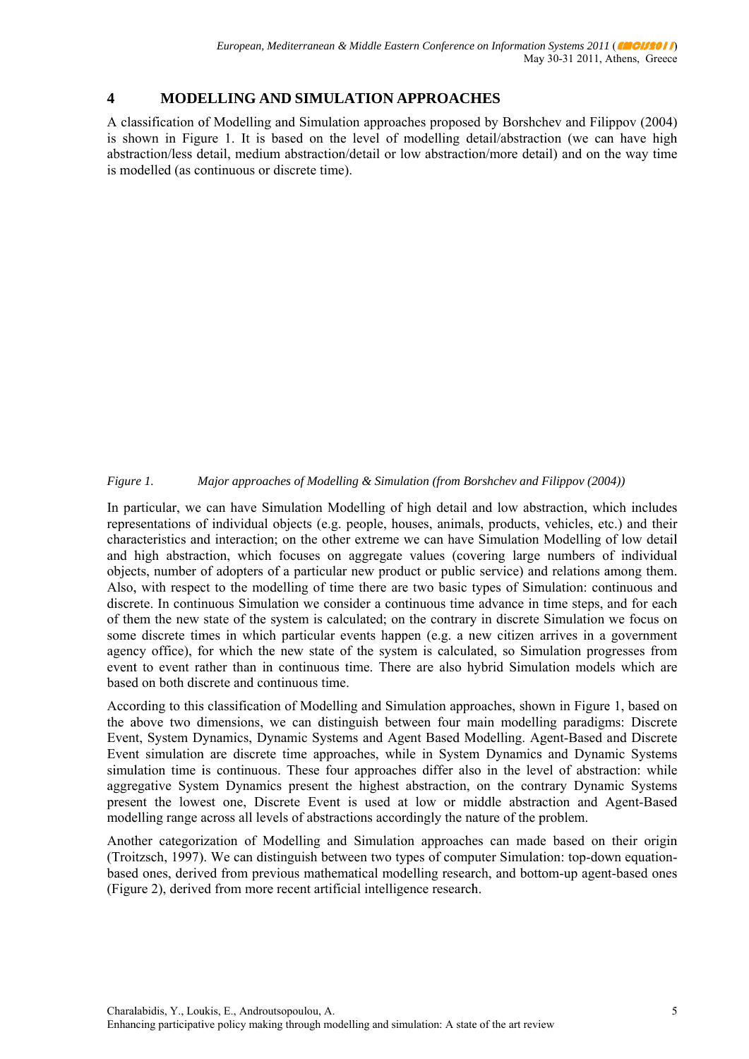## 4 MODELLING AND SIMULATION APPROACHES

A classification of Modelling and Simulation approaches proposed by Borshchev and Filippov (2004) is shown in Figure 1. It is based on the level of modelling detail/abstraction (we can have high abstraction/less detail, medium abstraction/detail or low abstraction/more detail) and on the way time is modelled (as continuous or discrete time).

*Figure 1. Major approaches of Modelling & Simulation (from Borshchev and Filippov (2004))*

In particular, we can have Simulation Modelling of high detail and low abstraction, which includes representations of individual objects (e.g. people, houses, animals, products, vehicles, etc.) and their characteristics and interaction; on the other extreme we can have Simulation Modelling of low detail and high abstraction, which focuses on aggregate values (covering large numbers of individual objects, number of adopters of a particular new product or public service) and relations among them. Also, with respect to the modelling of time there are two basic types of Simulation: continuous and discrete. In continuous Simulation we consider a continuous time advance in time steps, and for each of them the new state of the system is calculated; on the contrary in discrete Simulation we focus on some discrete times in which particular events happen (e.g. a new citizen arrives in a government agency office), for which the new state of the system is calculated, so Simulation progresses from event to event rather than in continuous time. There are also hybrid Simulation models which are based on both discrete and continuous time.

According to this classification of Modelling and Simulation approaches, shown in Figure 1, based on the above two dimensions, we can distinguish between four main modelling paradigms: Discrete Event, System Dynamics, Dynamic Systems and Agent Based Modelling. Agent-Based and Discrete Event simulation are discrete time approaches, while in System Dynamics and Dynamic Systems simulation time is continuous. These four approaches differ also in the level of abstraction: while aggregative System Dynamics present the highest abstraction, on the contrary Dynamic Systems present the lowest one, Discrete Event is used at low or middle abstraction and Agent-Based modelling range across all levels of abstractions accordingly the nature of the problem.

Another categorization of Modelling and Simulation approaches can made based on their origin (Troitzsch, 1997). We can distinguish between two types of computer Simulation: top-down equation-based ones, derived from previous mathematical modelling research, and bottom-up agent-based ones (Figure 2), derived from more recent artificial intelligence research.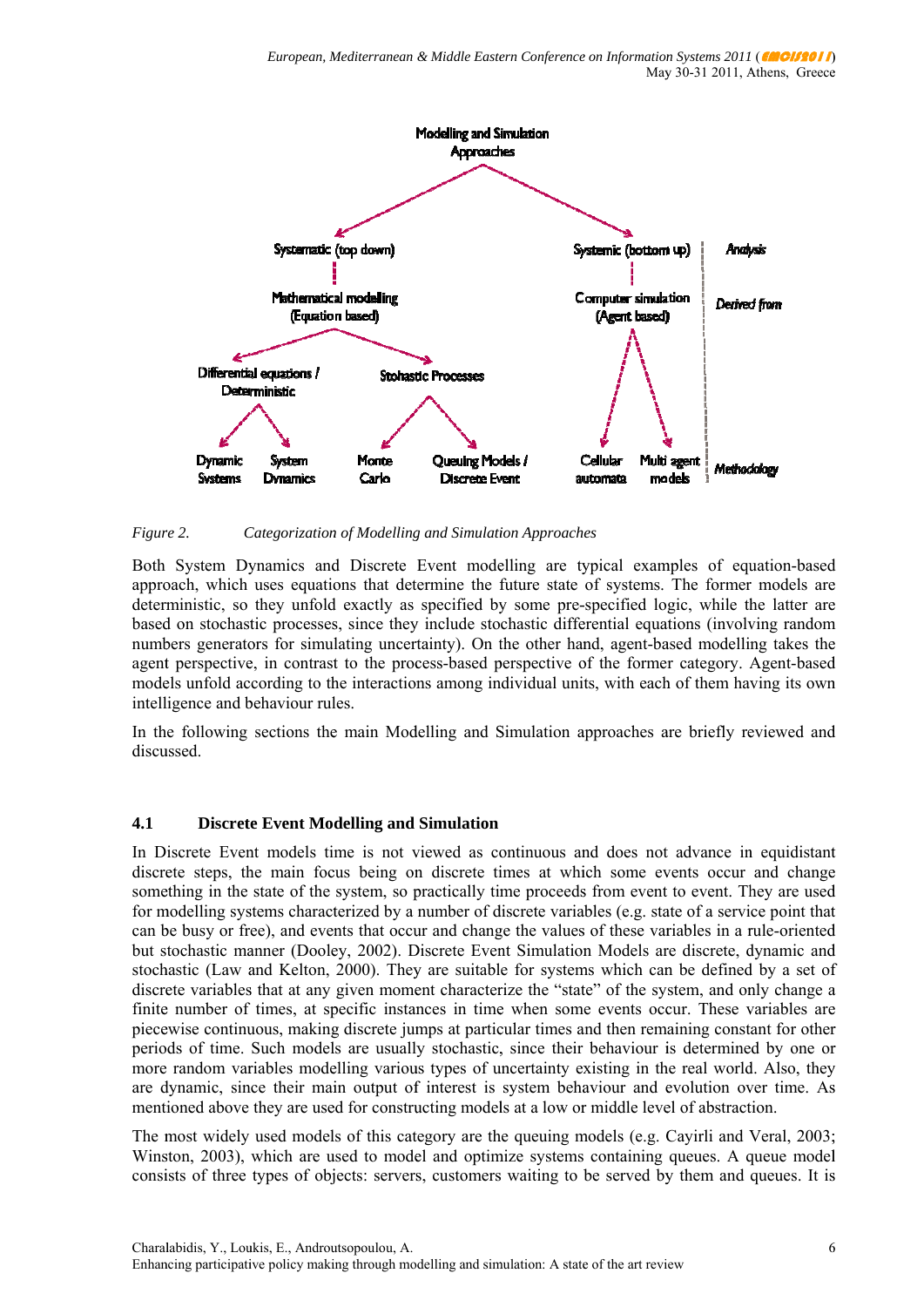Modelling and Simulation Approaches

| | | | | |
|---|---|---|---|---|
| Systematic (top down) | | Systemic (bottom up) | | *Analysis* |
| Mathematical modelling (Equation based) | | Computer simulation (Agent based) | | *Derived from* |
| Differential equations / Deterministic | Stohastic Processes | | | |
| Dynamic Systems, System Dynamics | Monte Carlo, Queuing Models / Discrete Event | Cellular automata | Multi agent models | *Methodology* |

*Figure 2. Categorization of Modelling and Simulation Approaches*

Both System Dynamics and Discrete Event modelling are typical examples of equation-based approach, which uses equations that determine the future state of systems. The former models are deterministic, so they unfold exactly as specified by some pre-specified logic, while the latter are based on stochastic processes, since they include stochastic differential equations (involving random numbers generators for simulating uncertainty). On the other hand, agent-based modelling takes the agent perspective, in contrast to the process-based perspective of the former category. Agent-based models unfold according to the interactions among individual units, with each of them having its own intelligence and behaviour rules.

In the following sections the main Modelling and Simulation approaches are briefly reviewed and discussed.

### 4.1 Discrete Event Modelling and Simulation

In Discrete Event models time is not viewed as continuous and does not advance in equidistant discrete steps, the main focus being on discrete times at which some events occur and change something in the state of the system, so practically time proceeds from event to event. They are used for modelling systems characterized by a number of discrete variables (e.g. state of a service point that can be busy or free), and events that occur and change the values of these variables in a rule-oriented but stochastic manner (Dooley, 2002). Discrete Event Simulation Models are discrete, dynamic and stochastic (Law and Kelton, 2000). They are suitable for systems which can be defined by a set of discrete variables that at any given moment characterize the "state" of the system, and only change a finite number of times, at specific instances in time when some events occur. These variables are piecewise continuous, making discrete jumps at particular times and then remaining constant for other periods of time. Such models are usually stochastic, since their behaviour is determined by one or more random variables modelling various types of uncertainty existing in the real world. Also, they are dynamic, since their main output of interest is system behaviour and evolution over time. As mentioned above they are used for constructing models at a low or middle level of abstraction.

The most widely used models of this category are the queuing models (e.g. Cayirli and Veral, 2003; Winston, 2003), which are used to model and optimize systems containing queues. A queue model consists of three types of objects: servers, customers waiting to be served by them and queues. It is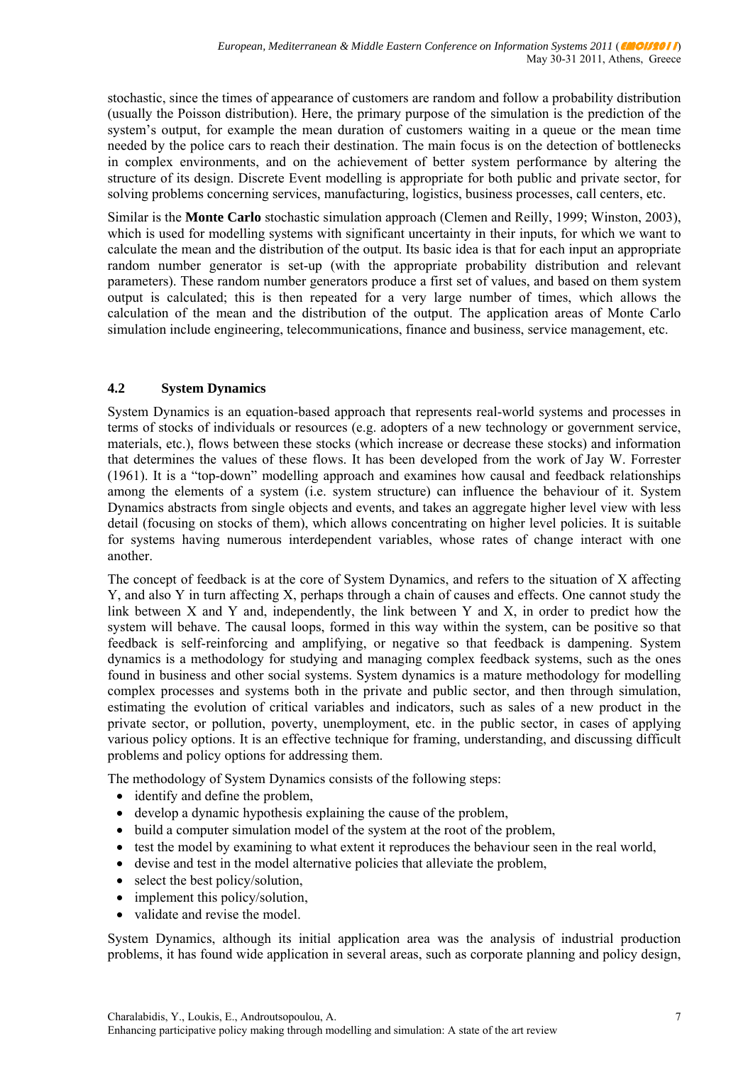stochastic, since the times of appearance of customers are random and follow a probability distribution (usually the Poisson distribution). Here, the primary purpose of the simulation is the prediction of the system's output, for example the mean duration of customers waiting in a queue or the mean time needed by the police cars to reach their destination. The main focus is on the detection of bottlenecks in complex environments, and on the achievement of better system performance by altering the structure of its design. Discrete Event modelling is appropriate for both public and private sector, for solving problems concerning services, manufacturing, logistics, business processes, call centers, etc.

Similar is the **Monte Carlo** stochastic simulation approach (Clemen and Reilly, 1999; Winston, 2003), which is used for modelling systems with significant uncertainty in their inputs, for which we want to calculate the mean and the distribution of the output. Its basic idea is that for each input an appropriate random number generator is set-up (with the appropriate probability distribution and relevant parameters). These random number generators produce a first set of values, and based on them system output is calculated; this is then repeated for a very large number of times, which allows the calculation of the mean and the distribution of the output. The application areas of Monte Carlo simulation include engineering, telecommunications, finance and business, service management, etc.

### 4.2 System Dynamics

System Dynamics is an equation-based approach that represents real-world systems and processes in terms of stocks of individuals or resources (e.g. adopters of a new technology or government service, materials, etc.), flows between these stocks (which increase or decrease these stocks) and information that determines the values of these flows. It has been developed from the work of Jay W. Forrester (1961). It is a "top-down" modelling approach and examines how causal and feedback relationships among the elements of a system (i.e. system structure) can influence the behaviour of it. System Dynamics abstracts from single objects and events, and takes an aggregate higher level view with less detail (focusing on stocks of them), which allows concentrating on higher level policies. It is suitable for systems having numerous interdependent variables, whose rates of change interact with one another.

The concept of feedback is at the core of System Dynamics, and refers to the situation of X affecting Y, and also Y in turn affecting X, perhaps through a chain of causes and effects. One cannot study the link between X and Y and, independently, the link between Y and X, in order to predict how the system will behave. The causal loops, formed in this way within the system, can be positive so that feedback is self-reinforcing and amplifying, or negative so that feedback is dampening. System dynamics is a methodology for studying and managing complex feedback systems, such as the ones found in business and other social systems. System dynamics is a mature methodology for modelling complex processes and systems both in the private and public sector, and then through simulation, estimating the evolution of critical variables and indicators, such as sales of a new product in the private sector, or pollution, poverty, unemployment, etc. in the public sector, in cases of applying various policy options. It is an effective technique for framing, understanding, and discussing difficult problems and policy options for addressing them.

The methodology of System Dynamics consists of the following steps:

- identify and define the problem,
- develop a dynamic hypothesis explaining the cause of the problem,
- build a computer simulation model of the system at the root of the problem,
- test the model by examining to what extent it reproduces the behaviour seen in the real world,
- devise and test in the model alternative policies that alleviate the problem,
- select the best policy/solution,
- implement this policy/solution,
- validate and revise the model.

System Dynamics, although its initial application area was the analysis of industrial production problems, it has found wide application in several areas, such as corporate planning and policy design,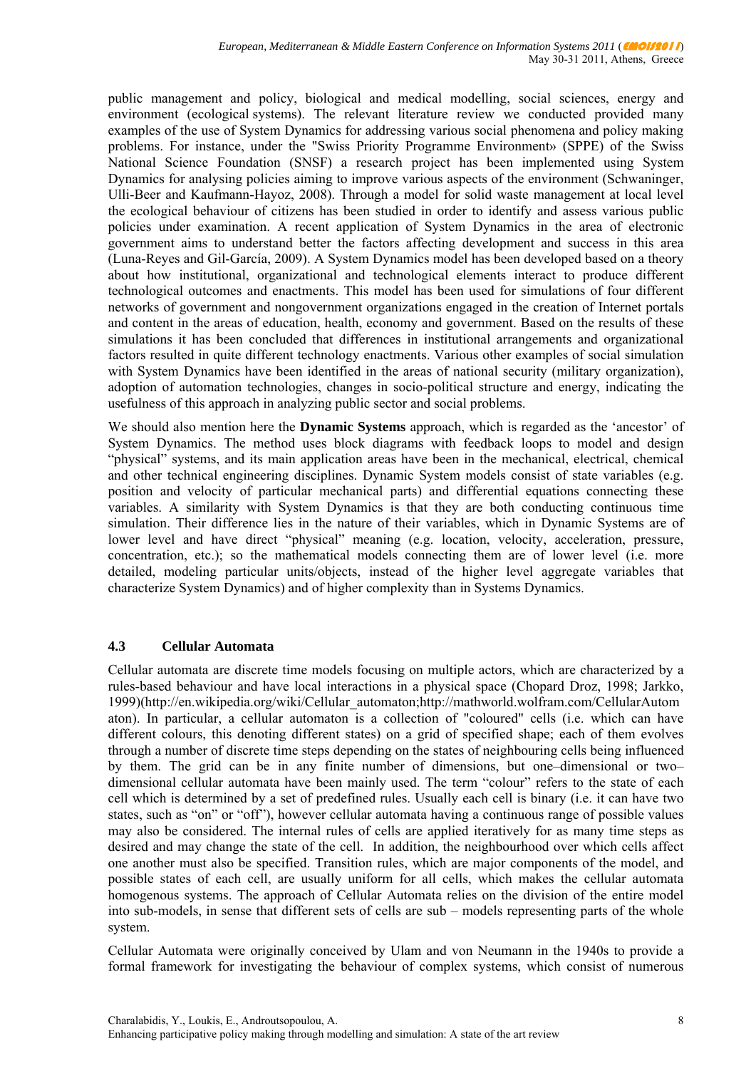public management and policy, biological and medical modelling, social sciences, energy and environment (ecological systems). The relevant literature review we conducted provided many examples of the use of System Dynamics for addressing various social phenomena and policy making problems. For instance, under the "Swiss Priority Programme Environment» (SPPE) of the Swiss National Science Foundation (SNSF) a research project has been implemented using System Dynamics for analysing policies aiming to improve various aspects of the environment (Schwaninger, Ulli-Beer and Kaufmann-Hayoz, 2008). Through a model for solid waste management at local level the ecological behaviour of citizens has been studied in order to identify and assess various public policies under examination. A recent application of System Dynamics in the area of electronic government aims to understand better the factors affecting development and success in this area (Luna-Reyes and Gil-García, 2009). A System Dynamics model has been developed based on a theory about how institutional, organizational and technological elements interact to produce different technological outcomes and enactments. This model has been used for simulations of four different networks of government and nongovernment organizations engaged in the creation of Internet portals and content in the areas of education, health, economy and government. Based on the results of these simulations it has been concluded that differences in institutional arrangements and organizational factors resulted in quite different technology enactments. Various other examples of social simulation with System Dynamics have been identified in the areas of national security (military organization), adoption of automation technologies, changes in socio-political structure and energy, indicating the usefulness of this approach in analyzing public sector and social problems.

We should also mention here the **Dynamic Systems** approach, which is regarded as the 'ancestor' of System Dynamics. The method uses block diagrams with feedback loops to model and design "physical" systems, and its main application areas have been in the mechanical, electrical, chemical and other technical engineering disciplines. Dynamic System models consist of state variables (e.g. position and velocity of particular mechanical parts) and differential equations connecting these variables. A similarity with System Dynamics is that they are both conducting continuous time simulation. Their difference lies in the nature of their variables, which in Dynamic Systems are of lower level and have direct "physical" meaning (e.g. location, velocity, acceleration, pressure, concentration, etc.); so the mathematical models connecting them are of lower level (i.e. more detailed, modeling particular units/objects, instead of the higher level aggregate variables that characterize System Dynamics) and of higher complexity than in Systems Dynamics.

### 4.3 Cellular Automata

Cellular automata are discrete time models focusing on multiple actors, which are characterized by a rules-based behaviour and have local interactions in a physical space (Chopard Droz, 1998; Jarkko, 1999)(http://en.wikipedia.org/wiki/Cellular_automaton;http://mathworld.wolfram.com/CellularAutomaton). In particular, a cellular automaton is a collection of "coloured" cells (i.e. which can have different colours, this denoting different states) on a grid of specified shape; each of them evolves through a number of discrete time steps depending on the states of neighbouring cells being influenced by them. The grid can be in any finite number of dimensions, but one–dimensional or two–dimensional cellular automata have been mainly used. The term "colour" refers to the state of each cell which is determined by a set of predefined rules. Usually each cell is binary (i.e. it can have two states, such as "on" or "off"), however cellular automata having a continuous range of possible values may also be considered. The internal rules of cells are applied iteratively for as many time steps as desired and may change the state of the cell. In addition, the neighbourhood over which cells affect one another must also be specified. Transition rules, which are major components of the model, and possible states of each cell, are usually uniform for all cells, which makes the cellular automata homogenous systems. The approach of Cellular Automata relies on the division of the entire model into sub-models, in sense that different sets of cells are sub – models representing parts of the whole system.

Cellular Automata were originally conceived by Ulam and von Neumann in the 1940s to provide a formal framework for investigating the behaviour of complex systems, which consist of numerous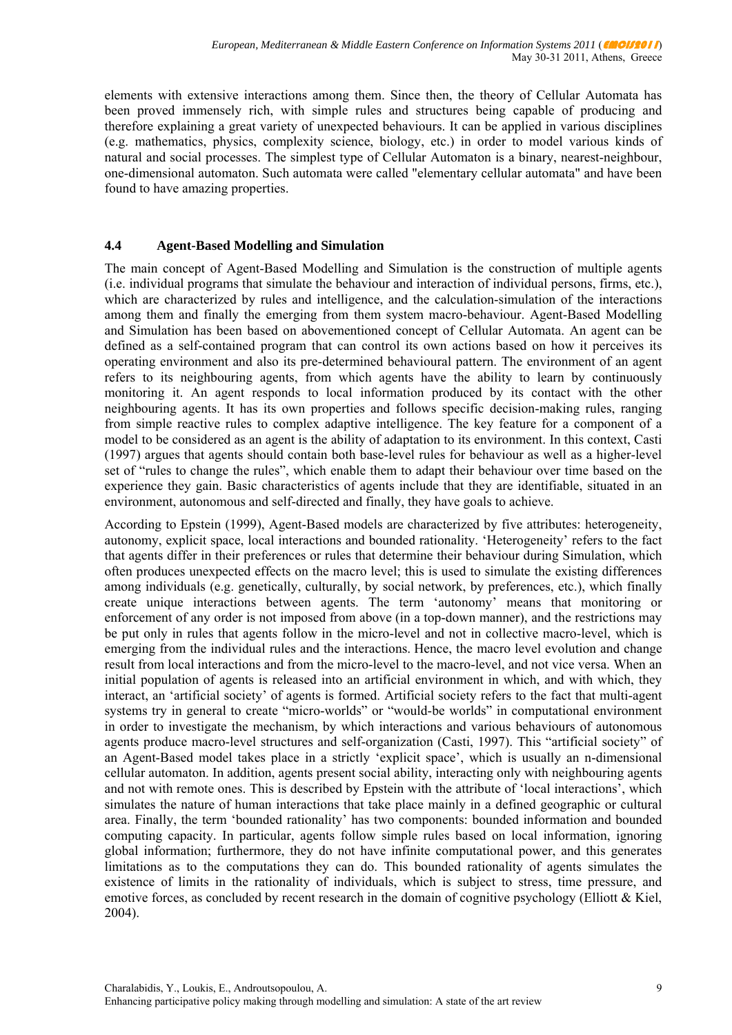elements with extensive interactions among them. Since then, the theory of Cellular Automata has been proved immensely rich, with simple rules and structures being capable of producing and therefore explaining a great variety of unexpected behaviours. It can be applied in various disciplines (e.g. mathematics, physics, complexity science, biology, etc.) in order to model various kinds of natural and social processes. The simplest type of Cellular Automaton is a binary, nearest-neighbour, one-dimensional automaton. Such automata were called "elementary cellular automata" and have been found to have amazing properties.

### 4.4 Agent-Based Modelling and Simulation

The main concept of Agent-Based Modelling and Simulation is the construction of multiple agents (i.e. individual programs that simulate the behaviour and interaction of individual persons, firms, etc.), which are characterized by rules and intelligence, and the calculation-simulation of the interactions among them and finally the emerging from them system macro-behaviour. Agent-Based Modelling and Simulation has been based on abovementioned concept of Cellular Automata. An agent can be defined as a self-contained program that can control its own actions based on how it perceives its operating environment and also its pre-determined behavioural pattern. The environment of an agent refers to its neighbouring agents, from which agents have the ability to learn by continuously monitoring it. An agent responds to local information produced by its contact with the other neighbouring agents. It has its own properties and follows specific decision-making rules, ranging from simple reactive rules to complex adaptive intelligence. The key feature for a component of a model to be considered as an agent is the ability of adaptation to its environment. In this context, Casti (1997) argues that agents should contain both base-level rules for behaviour as well as a higher-level set of "rules to change the rules", which enable them to adapt their behaviour over time based on the experience they gain. Basic characteristics of agents include that they are identifiable, situated in an environment, autonomous and self-directed and finally, they have goals to achieve.

According to Epstein (1999), Agent-Based models are characterized by five attributes: heterogeneity, autonomy, explicit space, local interactions and bounded rationality. 'Heterogeneity' refers to the fact that agents differ in their preferences or rules that determine their behaviour during Simulation, which often produces unexpected effects on the macro level; this is used to simulate the existing differences among individuals (e.g. genetically, culturally, by social network, by preferences, etc.), which finally create unique interactions between agents. The term 'autonomy' means that monitoring or enforcement of any order is not imposed from above (in a top-down manner), and the restrictions may be put only in rules that agents follow in the micro-level and not in collective macro-level, which is emerging from the individual rules and the interactions. Hence, the macro level evolution and change result from local interactions and from the micro-level to the macro-level, and not vice versa. When an initial population of agents is released into an artificial environment in which, and with which, they interact, an 'artificial society' of agents is formed. Artificial society refers to the fact that multi-agent systems try in general to create "micro-worlds" or "would-be worlds" in computational environment in order to investigate the mechanism, by which interactions and various behaviours of autonomous agents produce macro-level structures and self-organization (Casti, 1997). This "artificial society" of an Agent-Based model takes place in a strictly 'explicit space', which is usually an n-dimensional cellular automaton. In addition, agents present social ability, interacting only with neighbouring agents and not with remote ones. This is described by Epstein with the attribute of 'local interactions', which simulates the nature of human interactions that take place mainly in a defined geographic or cultural area. Finally, the term 'bounded rationality' has two components: bounded information and bounded computing capacity. In particular, agents follow simple rules based on local information, ignoring global information; furthermore, they do not have infinite computational power, and this generates limitations as to the computations they can do. This bounded rationality of agents simulates the existence of limits in the rationality of individuals, which is subject to stress, time pressure, and emotive forces, as concluded by recent research in the domain of cognitive psychology (Elliott & Kiel, 2004).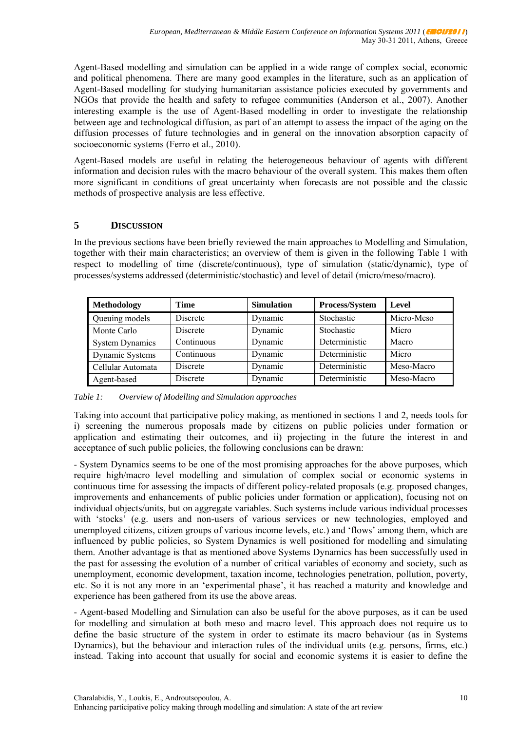Agent-Based modelling and simulation can be applied in a wide range of complex social, economic and political phenomena. There are many good examples in the literature, such as an application of Agent-Based modelling for studying humanitarian assistance policies executed by governments and NGOs that provide the health and safety to refugee communities (Anderson et al., 2007). Another interesting example is the use of Agent-Based modelling in order to investigate the relationship between age and technological diffusion, as part of an attempt to assess the impact of the aging on the diffusion processes of future technologies and in general on the innovation absorption capacity of socioeconomic systems (Ferro et al., 2010).

Agent-Based models are useful in relating the heterogeneous behaviour of agents with different information and decision rules with the macro behaviour of the overall system. This makes them often more significant in conditions of great uncertainty when forecasts are not possible and the classic methods of prospective analysis are less effective.

## 5 DISCUSSION

In the previous sections have been briefly reviewed the main approaches to Modelling and Simulation, together with their main characteristics; an overview of them is given in the following Table 1 with respect to modelling of time (discrete/continuous), type of simulation (static/dynamic), type of processes/systems addressed (deterministic/stochastic) and level of detail (micro/meso/macro).

| Methodology | Time | Simulation | Process/System | Level |
|---|---|---|---|---|
| Queuing models | Discrete | Dynamic | Stochastic | Micro-Meso |
| Monte Carlo | Discrete | Dynamic | Stochastic | Micro |
| System Dynamics | Continuous | Dynamic | Deterministic | Macro |
| Dynamic Systems | Continuous | Dynamic | Deterministic | Micro |
| Cellular Automata | Discrete | Dynamic | Deterministic | Meso-Macro |
| Agent-based | Discrete | Dynamic | Deterministic | Meso-Macro |

*Table 1: Overview of Modelling and Simulation approaches*

Taking into account that participative policy making, as mentioned in sections 1 and 2, needs tools for i) screening the numerous proposals made by citizens on public policies under formation or application and estimating their outcomes, and ii) projecting in the future the interest in and acceptance of such public policies, the following conclusions can be drawn:

- System Dynamics seems to be one of the most promising approaches for the above purposes, which require high/macro level modelling and simulation of complex social or economic systems in continuous time for assessing the impacts of different policy-related proposals (e.g. proposed changes, improvements and enhancements of public policies under formation or application), focusing not on individual objects/units, but on aggregate variables. Such systems include various individual processes with 'stocks' (e.g. users and non-users of various services or new technologies, employed and unemployed citizens, citizen groups of various income levels, etc.) and 'flows' among them, which are influenced by public policies, so System Dynamics is well positioned for modelling and simulating them. Another advantage is that as mentioned above Systems Dynamics has been successfully used in the past for assessing the evolution of a number of critical variables of economy and society, such as unemployment, economic development, taxation income, technologies penetration, pollution, poverty, etc. So it is not any more in an 'experimental phase', it has reached a maturity and knowledge and experience has been gathered from its use the above areas.

- Agent-based Modelling and Simulation can also be useful for the above purposes, as it can be used for modelling and simulation at both meso and macro level. This approach does not require us to define the basic structure of the system in order to estimate its macro behaviour (as in Systems Dynamics), but the behaviour and interaction rules of the individual units (e.g. persons, firms, etc.) instead. Taking into account that usually for social and economic systems it is easier to define the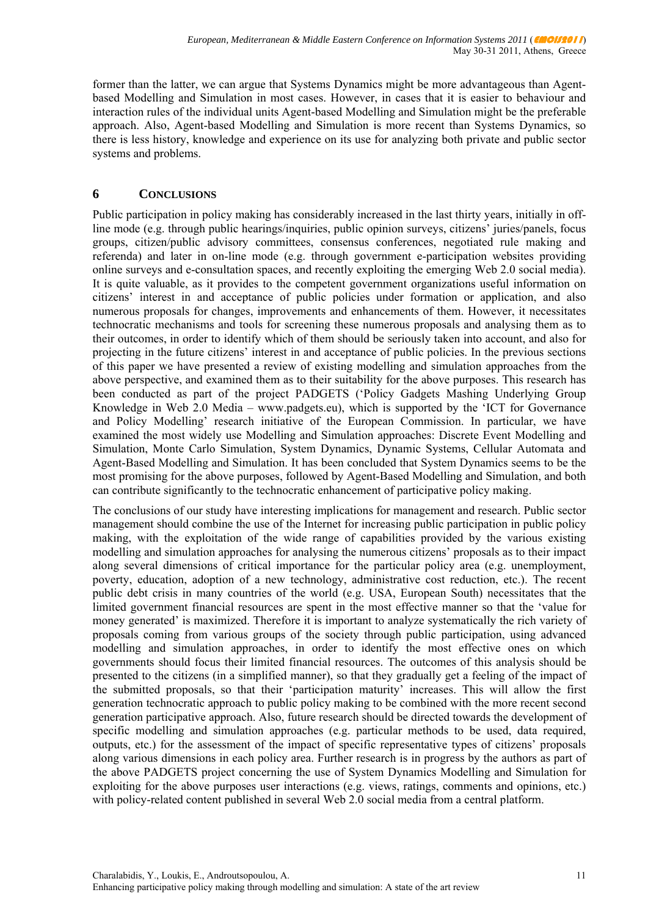former than the latter, we can argue that Systems Dynamics might be more advantageous than Agent-based Modelling and Simulation in most cases. However, in cases that it is easier to behaviour and interaction rules of the individual units Agent-based Modelling and Simulation might be the preferable approach. Also, Agent-based Modelling and Simulation is more recent than Systems Dynamics, so there is less history, knowledge and experience on its use for analyzing both private and public sector systems and problems.

## 6 CONCLUSIONS

Public participation in policy making has considerably increased in the last thirty years, initially in off-line mode (e.g. through public hearings/inquiries, public opinion surveys, citizens' juries/panels, focus groups, citizen/public advisory committees, consensus conferences, negotiated rule making and referenda) and later in on-line mode (e.g. through government e-participation websites providing online surveys and e-consultation spaces, and recently exploiting the emerging Web 2.0 social media). It is quite valuable, as it provides to the competent government organizations useful information on citizens' interest in and acceptance of public policies under formation or application, and also numerous proposals for changes, improvements and enhancements of them. However, it necessitates technocratic mechanisms and tools for screening these numerous proposals and analysing them as to their outcomes, in order to identify which of them should be seriously taken into account, and also for projecting in the future citizens' interest in and acceptance of public policies. In the previous sections of this paper we have presented a review of existing modelling and simulation approaches from the above perspective, and examined them as to their suitability for the above purposes. This research has been conducted as part of the project PADGETS ('Policy Gadgets Mashing Underlying Group Knowledge in Web 2.0 Media – www.padgets.eu), which is supported by the 'ICT for Governance and Policy Modelling' research initiative of the European Commission. In particular, we have examined the most widely use Modelling and Simulation approaches: Discrete Event Modelling and Simulation, Monte Carlo Simulation, System Dynamics, Dynamic Systems, Cellular Automata and Agent-Based Modelling and Simulation. It has been concluded that System Dynamics seems to be the most promising for the above purposes, followed by Agent-Based Modelling and Simulation, and both can contribute significantly to the technocratic enhancement of participative policy making.

The conclusions of our study have interesting implications for management and research. Public sector management should combine the use of the Internet for increasing public participation in public policy making, with the exploitation of the wide range of capabilities provided by the various existing modelling and simulation approaches for analysing the numerous citizens' proposals as to their impact along several dimensions of critical importance for the particular policy area (e.g. unemployment, poverty, education, adoption of a new technology, administrative cost reduction, etc.). The recent public debt crisis in many countries of the world (e.g. USA, European South) necessitates that the limited government financial resources are spent in the most effective manner so that the 'value for money generated' is maximized. Therefore it is important to analyze systematically the rich variety of proposals coming from various groups of the society through public participation, using advanced modelling and simulation approaches, in order to identify the most effective ones on which governments should focus their limited financial resources. The outcomes of this analysis should be presented to the citizens (in a simplified manner), so that they gradually get a feeling of the impact of the submitted proposals, so that their 'participation maturity' increases. This will allow the first generation technocratic approach to public policy making to be combined with the more recent second generation participative approach. Also, future research should be directed towards the development of specific modelling and simulation approaches (e.g. particular methods to be used, data required, outputs, etc.) for the assessment of the impact of specific representative types of citizens' proposals along various dimensions in each policy area. Further research is in progress by the authors as part of the above PADGETS project concerning the use of System Dynamics Modelling and Simulation for exploiting for the above purposes user interactions (e.g. views, ratings, comments and opinions, etc.) with policy-related content published in several Web 2.0 social media from a central platform.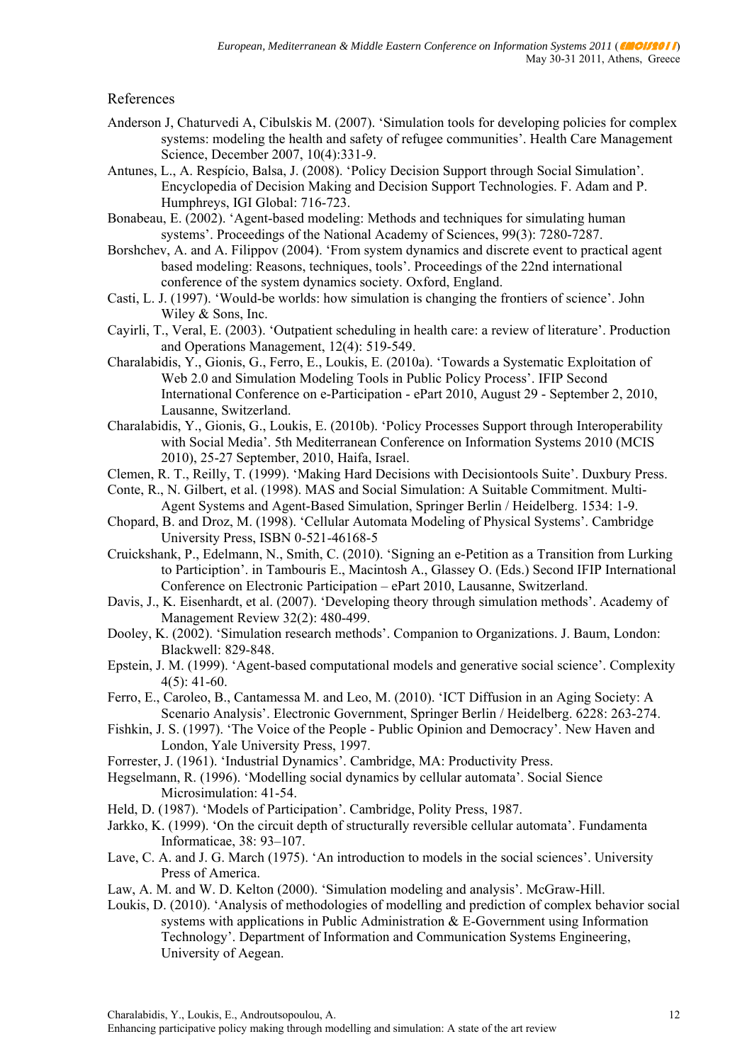## References

Anderson J, Chaturvedi A, Cibulskis M. (2007). 'Simulation tools for developing policies for complex systems: modeling the health and safety of refugee communities'. Health Care Management Science, December 2007, 10(4):331-9.

Antunes, L., A. Respício, Balsa, J. (2008). 'Policy Decision Support through Social Simulation'. Encyclopedia of Decision Making and Decision Support Technologies. F. Adam and P. Humphreys, IGI Global: 716-723.

Bonabeau, E. (2002). 'Agent-based modeling: Methods and techniques for simulating human systems'. Proceedings of the National Academy of Sciences, 99(3): 7280-7287.

Borshchev, A. and A. Filippov (2004). 'From system dynamics and discrete event to practical agent based modeling: Reasons, techniques, tools'. Proceedings of the 22nd international conference of the system dynamics society. Oxford, England.

Casti, L. J. (1997). 'Would-be worlds: how simulation is changing the frontiers of science'. John Wiley & Sons, Inc.

Cayirli, T., Veral, E. (2003). 'Outpatient scheduling in health care: a review of literature'. Production and Operations Management, 12(4): 519-549.

Charalabidis, Y., Gionis, G., Ferro, E., Loukis, E. (2010a). 'Towards a Systematic Exploitation of Web 2.0 and Simulation Modeling Tools in Public Policy Process'. IFIP Second International Conference on e-Participation - ePart 2010, August 29 - September 2, 2010, Lausanne, Switzerland.

Charalabidis, Y., Gionis, G., Loukis, E. (2010b). 'Policy Processes Support through Interoperability with Social Media'. 5th Mediterranean Conference on Information Systems 2010 (MCIS 2010), 25-27 September, 2010, Haifa, Israel.

Clemen, R. T., Reilly, T. (1999). 'Making Hard Decisions with Decisiontools Suite'. Duxbury Press.

Conte, R., N. Gilbert, et al. (1998). MAS and Social Simulation: A Suitable Commitment. Multi-Agent Systems and Agent-Based Simulation, Springer Berlin / Heidelberg. 1534: 1-9.

Chopard, B. and Droz, M. (1998). 'Cellular Automata Modeling of Physical Systems'. Cambridge University Press, ISBN 0-521-46168-5

Cruickshank, P., Edelmann, N., Smith, C. (2010). 'Signing an e-Petition as a Transition from Lurking to Particiption'. in Tambouris E., Macintosh A., Glassey O. (Eds.) Second IFIP International Conference on Electronic Participation – ePart 2010, Lausanne, Switzerland.

Davis, J., K. Eisenhardt, et al. (2007). 'Developing theory through simulation methods'. Academy of Management Review 32(2): 480-499.

Dooley, K. (2002). 'Simulation research methods'. Companion to Organizations. J. Baum, London: Blackwell: 829-848.

Epstein, J. M. (1999). 'Agent-based computational models and generative social science'. Complexity 4(5): 41-60.

Ferro, E., Caroleo, B., Cantamessa M. and Leo, M. (2010). 'ICT Diffusion in an Aging Society: A Scenario Analysis'. Electronic Government, Springer Berlin / Heidelberg. 6228: 263-274.

Fishkin, J. S. (1997). 'The Voice of the People - Public Opinion and Democracy'. New Haven and London, Yale University Press, 1997.

Forrester, J. (1961). 'Industrial Dynamics'. Cambridge, MA: Productivity Press.

Hegselmann, R. (1996). 'Modelling social dynamics by cellular automata'. Social Sience Microsimulation: 41-54.

Held, D. (1987). 'Models of Participation'. Cambridge, Polity Press, 1987.

Jarkko, K. (1999). 'On the circuit depth of structurally reversible cellular automata'. Fundamenta Informaticae, 38: 93–107.

Lave, C. A. and J. G. March (1975). 'An introduction to models in the social sciences'. University Press of America.

Law, A. M. and W. D. Kelton (2000). 'Simulation modeling and analysis'. McGraw-Hill.

Loukis, D. (2010). 'Analysis of methodologies of modelling and prediction of complex behavior social systems with applications in Public Administration & E-Government using Information Technology'. Department of Information and Communication Systems Engineering, University of Aegean.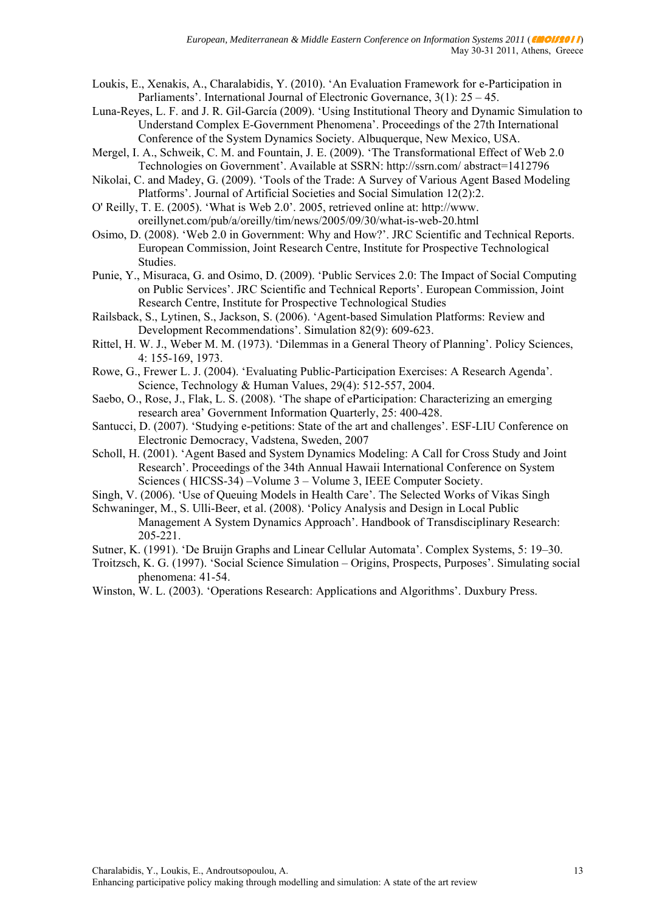Loukis, E., Xenakis, A., Charalabidis, Y. (2010). 'An Evaluation Framework for e-Participation in Parliaments'. International Journal of Electronic Governance, 3(1): 25 – 45.

Luna-Reyes, L. F. and J. R. Gil-García (2009). 'Using Institutional Theory and Dynamic Simulation to Understand Complex E-Government Phenomena'. Proceedings of the 27th International Conference of the System Dynamics Society. Albuquerque, New Mexico, USA.

Mergel, I. A., Schweik, C. M. and Fountain, J. E. (2009). 'The Transformational Effect of Web 2.0 Technologies on Government'. Available at SSRN: http://ssrn.com/ abstract=1412796

Nikolai, C. and Madey, G. (2009). 'Tools of the Trade: A Survey of Various Agent Based Modeling Platforms'. Journal of Artificial Societies and Social Simulation 12(2):2.

O' Reilly, T. E. (2005). 'What is Web 2.0'. 2005, retrieved online at: http://www. oreillynet.com/pub/a/oreilly/tim/news/2005/09/30/what-is-web-20.html

Osimo, D. (2008). 'Web 2.0 in Government: Why and How?'. JRC Scientific and Technical Reports. European Commission, Joint Research Centre, Institute for Prospective Technological Studies.

Punie, Y., Misuraca, G. and Osimo, D. (2009). 'Public Services 2.0: The Impact of Social Computing on Public Services'. JRC Scientific and Technical Reports'. European Commission, Joint Research Centre, Institute for Prospective Technological Studies

Railsback, S., Lytinen, S., Jackson, S. (2006). 'Agent-based Simulation Platforms: Review and Development Recommendations'. Simulation 82(9): 609-623.

Rittel, H. W. J., Weber M. M. (1973). 'Dilemmas in a General Theory of Planning'. Policy Sciences, 4: 155-169, 1973.

Rowe, G., Frewer L. J. (2004). 'Evaluating Public-Participation Exercises: A Research Agenda'. Science, Technology & Human Values, 29(4): 512-557, 2004.

Saebo, O., Rose, J., Flak, L. S. (2008). 'The shape of eParticipation: Characterizing an emerging research area' Government Information Quarterly, 25: 400-428.

Santucci, D. (2007). 'Studying e-petitions: State of the art and challenges'. ESF-LIU Conference on Electronic Democracy, Vadstena, Sweden, 2007

Scholl, H. (2001). 'Agent Based and System Dynamics Modeling: A Call for Cross Study and Joint Research'. Proceedings of the 34th Annual Hawaii International Conference on System Sciences ( HICSS-34) –Volume 3 – Volume 3, IEEE Computer Society.

Singh, V. (2006). 'Use of Queuing Models in Health Care'. The Selected Works of Vikas Singh

Schwaninger, M., S. Ulli-Beer, et al. (2008). 'Policy Analysis and Design in Local Public Management A System Dynamics Approach'. Handbook of Transdisciplinary Research: 205-221.

Sutner, K. (1991). 'De Bruijn Graphs and Linear Cellular Automata'. Complex Systems, 5: 19–30.

Troitzsch, K. G. (1997). 'Social Science Simulation – Origins, Prospects, Purposes'. Simulating social phenomena: 41-54.

Winston, W. L. (2003). 'Operations Research: Applications and Algorithms'. Duxbury Press.